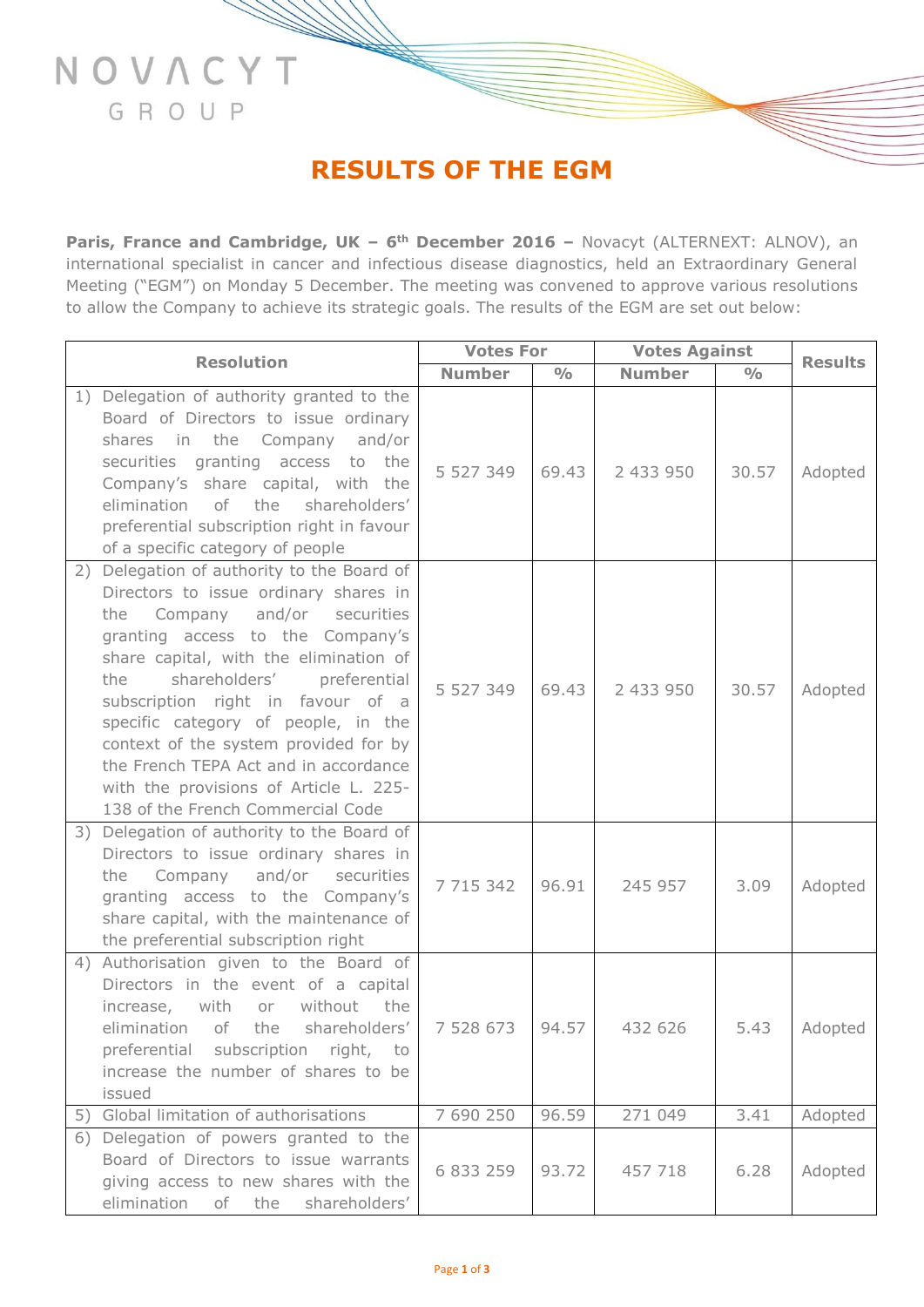NOVACYT GROUP

# RESULTS OF THE EGM

**Paris, France and Cambridge, UK – 6th December 2016 –** Novacyt (ALTERNEXT: ALNOV), an international specialist in cancer and infectious disease diagnostics, held an Extraordinary General Meeting ("EGM") on Monday 5 December. The meeting was convened to approve various resolutions to allow the Company to achieve its strategic goals. The results of the EGM are set out below:

| Resolution | Votes For | | Votes Against | | Results |
|---|---|---|---|---|---|
| | Number | % | Number | % | |
| 1) Delegation of authority granted to the Board of Directors to issue ordinary shares in the Company and/or securities granting access to the Company's share capital, with the elimination of the shareholders' preferential subscription right in favour of a specific category of people | 5 527 349 | 69.43 | 2 433 950 | 30.57 | Adopted |
| 2) Delegation of authority to the Board of Directors to issue ordinary shares in the Company and/or securities granting access to the Company's share capital, with the elimination of the shareholders' preferential subscription right in favour of a specific category of people, in the context of the system provided for by the French TEPA Act and in accordance with the provisions of Article L. 225-138 of the French Commercial Code | 5 527 349 | 69.43 | 2 433 950 | 30.57 | Adopted |
| 3) Delegation of authority to the Board of Directors to issue ordinary shares in the Company and/or securities granting access to the Company's share capital, with the maintenance of the preferential subscription right | 7 715 342 | 96.91 | 245 957 | 3.09 | Adopted |
| 4) Authorisation given to the Board of Directors in the event of a capital increase, with or without the elimination of the shareholders' preferential subscription right, to increase the number of shares to be issued | 7 528 673 | 94.57 | 432 626 | 5.43 | Adopted |
| 5) Global limitation of authorisations | 7 690 250 | 96.59 | 271 049 | 3.41 | Adopted |
| 6) Delegation of powers granted to the Board of Directors to issue warrants giving access to new shares with the elimination of the shareholders' | 6 833 259 | 93.72 | 457 718 | 6.28 | Adopted |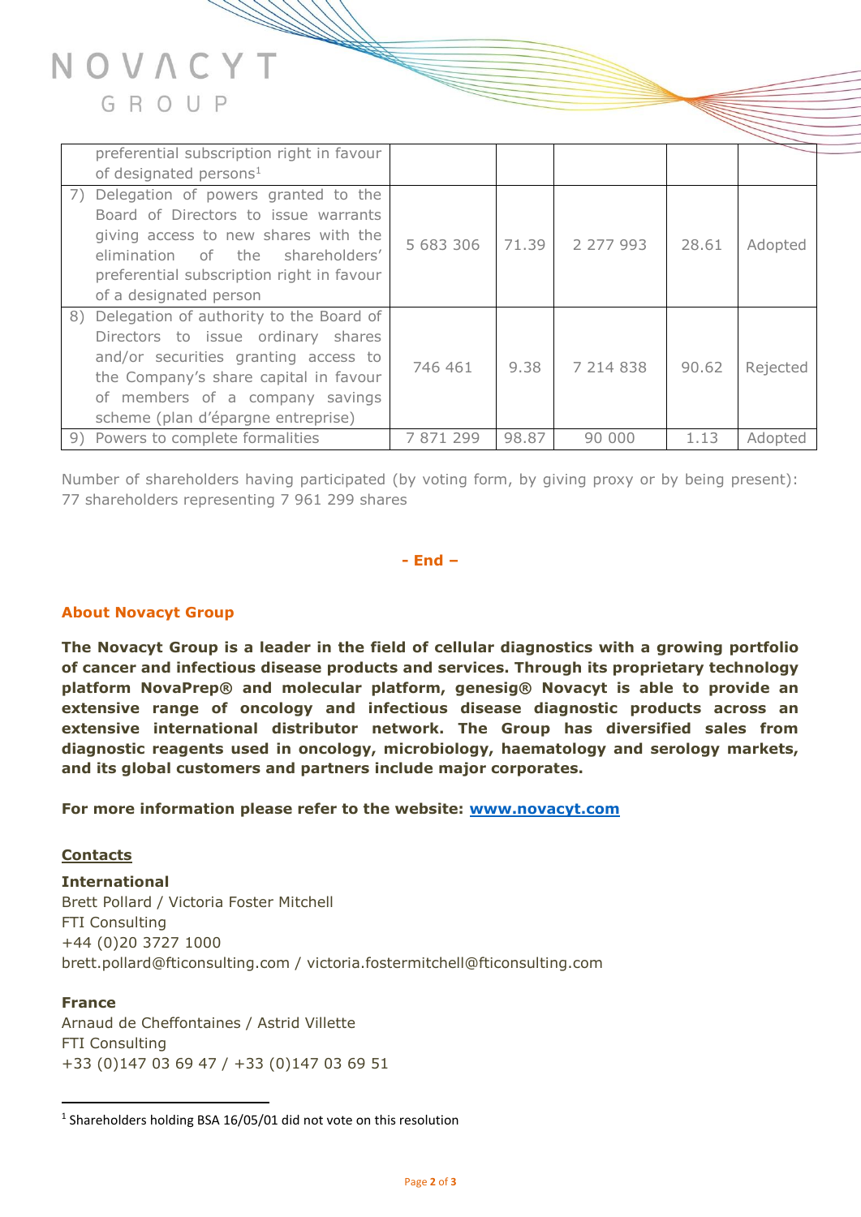| | | | | | |
|---|---|---|---|---|---|
| preferential subscription right in favour of designated persons[1] | | | | | |
| 7) Delegation of powers granted to the Board of Directors to issue warrants giving access to new shares with the elimination of the shareholders' preferential subscription right in favour of a designated person | 5 683 306 | 71.39 | 2 277 993 | 28.61 | Adopted |
| 8) Delegation of authority to the Board of Directors to issue ordinary shares and/or securities granting access to the Company's share capital in favour of members of a company savings scheme (plan d'épargne entreprise) | 746 461 | 9.38 | 7 214 838 | 90.62 | Rejected |
| 9) Powers to complete formalities | 7 871 299 | 98.87 | 90 000 | 1.13 | Adopted |

Number of shareholders having participated (by voting form, by giving proxy or by being present): 77 shareholders representing 7 961 299 shares

**- End –**

## About Novacyt Group

**The Novacyt Group is a leader in the field of cellular diagnostics with a growing portfolio of cancer and infectious disease products and services. Through its proprietary technology platform NovaPrep® and molecular platform, genesig® Novacyt is able to provide an extensive range of oncology and infectious disease diagnostic products across an extensive international distributor network. The Group has diversified sales from diagnostic reagents used in oncology, microbiology, haematology and serology markets, and its global customers and partners include major corporates.**

**For more information please refer to the website: [www.novacyt.com](www.novacyt.com)**

**Contacts**

**International**
Brett Pollard / Victoria Foster Mitchell
FTI Consulting
+44 (0)20 3727 1000
brett.pollard@fticonsulting.com / victoria.fostermitchell@fticonsulting.com

**France**
Arnaud de Cheffontaines / Astrid Villette
FTI Consulting
+33 (0)147 03 69 47 / +33 (0)147 03 69 51

[1] Shareholders holding BSA 16/05/01 did not vote on this resolution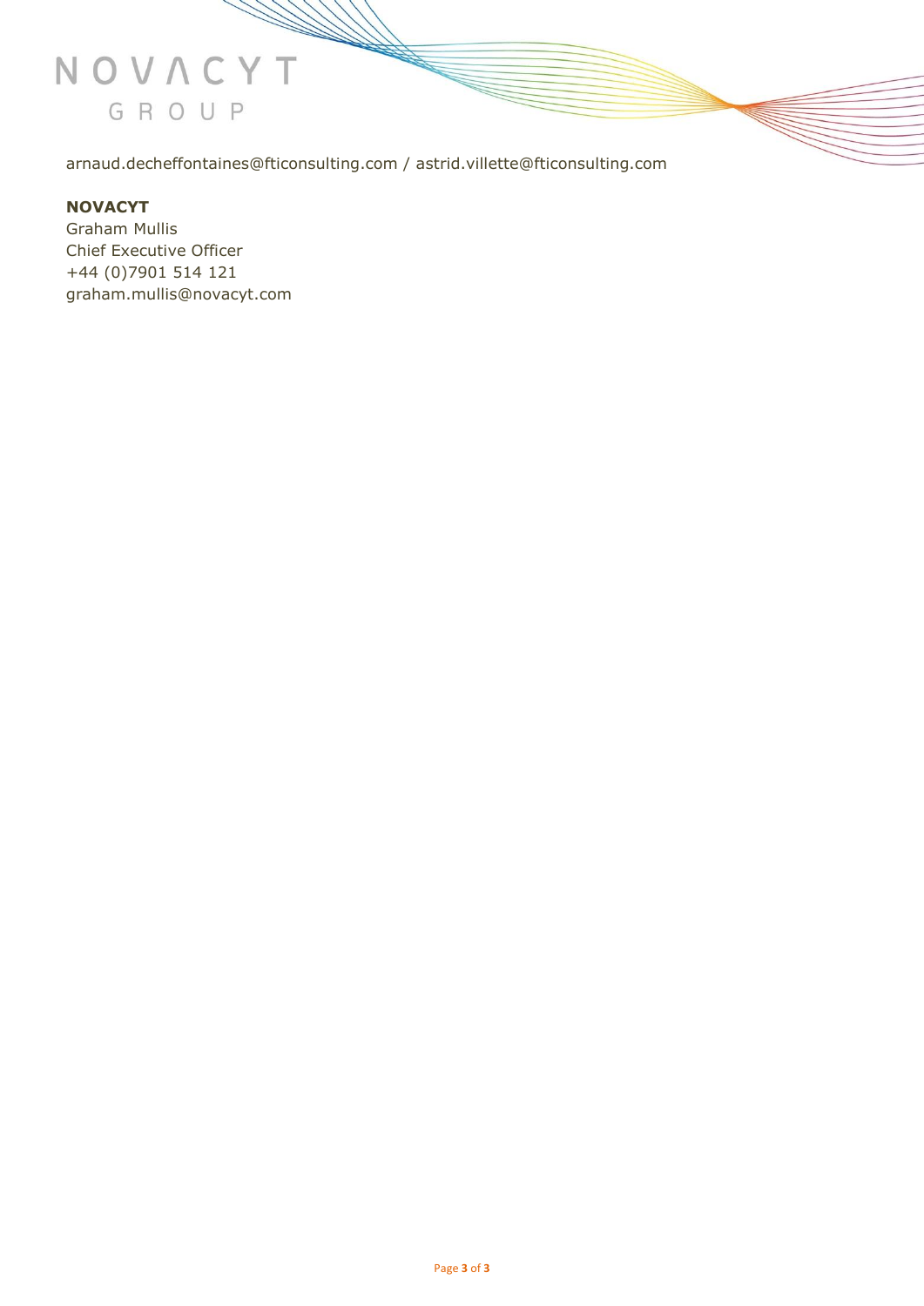arnaud.decheffontaines@fticonsulting.com / astrid.villette@fticonsulting.com

**NOVACYT**
Graham Mullis
Chief Executive Officer
+44 (0)7901 514 121
graham.mullis@novacyt.com